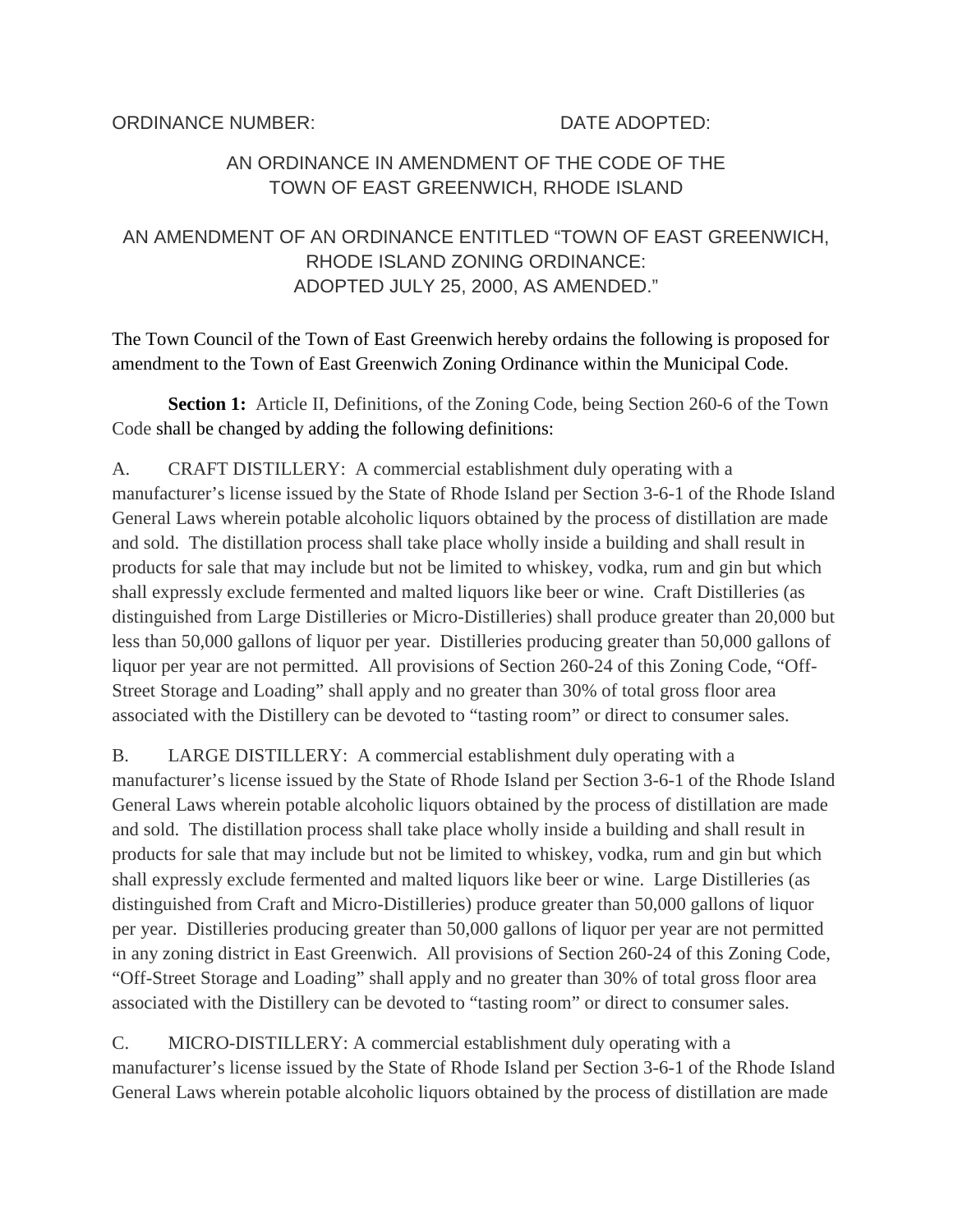ORDINANCE NUMBER: DATE ADOPTED:

# AN ORDINANCE IN AMENDMENT OF THE CODE OF THE TOWN OF EAST GREENWICH, RHODE ISLAND

## AN AMENDMENT OF AN ORDINANCE ENTITLED "TOWN OF EAST GREENWICH, RHODE ISLAND ZONING ORDINANCE: ADOPTED JULY 25, 2000, AS AMENDED."

The Town Council of the Town of East Greenwich hereby ordains the following is proposed for amendment to the Town of East Greenwich Zoning Ordinance within the Municipal Code.

**Section 1:** Article II, Definitions, of the Zoning Code, being Section 260-6 of the Town Code shall be changed by adding the following definitions:

A. CRAFT DISTILLERY: A commercial establishment duly operating with a manufacturer's license issued by the State of Rhode Island per Section 3-6-1 of the Rhode Island General Laws wherein potable alcoholic liquors obtained by the process of distillation are made and sold. The distillation process shall take place wholly inside a building and shall result in products for sale that may include but not be limited to whiskey, vodka, rum and gin but which shall expressly exclude fermented and malted liquors like beer or wine. Craft Distilleries (as distinguished from Large Distilleries or Micro-Distilleries) shall produce greater than 20,000 but less than 50,000 gallons of liquor per year. Distilleries producing greater than 50,000 gallons of liquor per year are not permitted. All provisions of Section 260-24 of this Zoning Code, "Off-Street Storage and Loading" shall apply and no greater than 30% of total gross floor area associated with the Distillery can be devoted to "tasting room" or direct to consumer sales.

B. LARGE DISTILLERY: A commercial establishment duly operating with a manufacturer's license issued by the State of Rhode Island per Section 3-6-1 of the Rhode Island General Laws wherein potable alcoholic liquors obtained by the process of distillation are made and sold. The distillation process shall take place wholly inside a building and shall result in products for sale that may include but not be limited to whiskey, vodka, rum and gin but which shall expressly exclude fermented and malted liquors like beer or wine. Large Distilleries (as distinguished from Craft and Micro-Distilleries) produce greater than 50,000 gallons of liquor per year. Distilleries producing greater than 50,000 gallons of liquor per year are not permitted in any zoning district in East Greenwich. All provisions of Section 260-24 of this Zoning Code, "Off-Street Storage and Loading" shall apply and no greater than 30% of total gross floor area associated with the Distillery can be devoted to "tasting room" or direct to consumer sales.

C. MICRO-DISTILLERY: A commercial establishment duly operating with a manufacturer's license issued by the State of Rhode Island per Section 3-6-1 of the Rhode Island General Laws wherein potable alcoholic liquors obtained by the process of distillation are made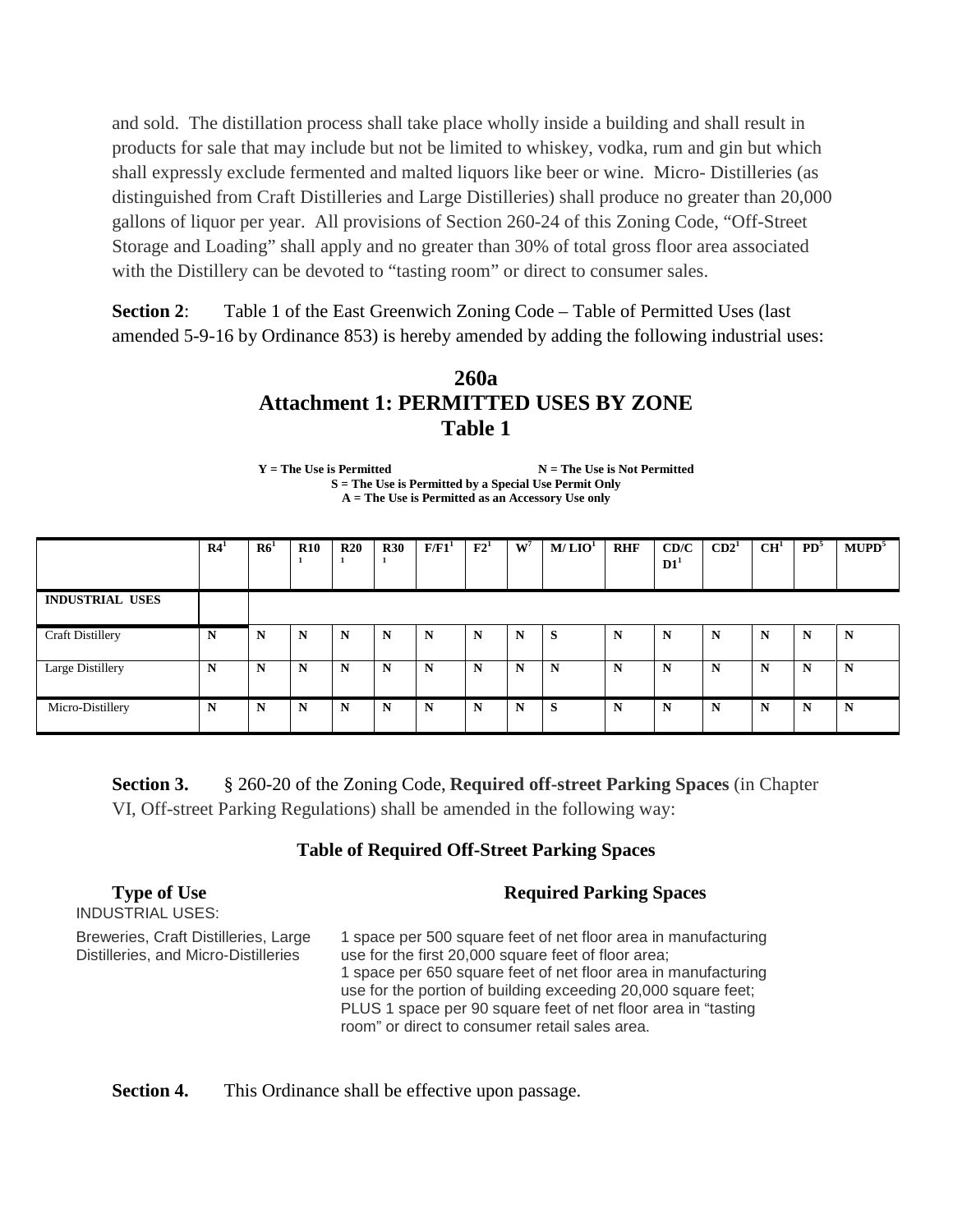and sold. The distillation process shall take place wholly inside a building and shall result in products for sale that may include but not be limited to whiskey, vodka, rum and gin but which shall expressly exclude fermented and malted liquors like beer or wine. Micro- Distilleries (as distinguished from Craft Distilleries and Large Distilleries) shall produce no greater than 20,000 gallons of liquor per year. All provisions of Section 260-24 of this Zoning Code, "Off-Street Storage and Loading" shall apply and no greater than 30% of total gross floor area associated with the Distillery can be devoted to "tasting room" or direct to consumer sales.

**Section 2**: Table 1 of the East Greenwich Zoning Code – Table of Permitted Uses (last amended 5-9-16 by Ordinance 853) is hereby amended by adding the following industrial uses:

## 260a
## Attachment 1: PERMITTED USES BY ZONE
## Table 1

**Y = The Use is Permitted** **N = The Use is Not Permitted**
**S = The Use is Permitted by a Special Use Permit Only**
**A = The Use is Permitted as an Accessory Use only**

| | R4[1] | R6[1] | R10[1] | R20[1] | R30[1] | F/F1[1] | F2[1] | W[7] | M/ LIO[1] | RHF | CD/CD1[1] | CD2[1] | CH[1] | PD[5] | MUPD[5] |
|---|---|---|---|---|---|---|---|---|---|---|---|---|---|---|---|
| **INDUSTRIAL USES** | | | | | | | | | | | | | | | |
| Craft Distillery | N | N | N | N | N | N | N | N | S | N | N | N | N | N | N |
| Large Distillery | N | N | N | N | N | N | N | N | N | N | N | N | N | N | N |
| Micro-Distillery | N | N | N | N | N | N | N | N | S | N | N | N | N | N | N |

**Section 3.** § 260-20 of the Zoning Code, **Required off-street Parking Spaces** (in Chapter VI, Off-street Parking Regulations) shall be amended in the following way:

### Table of Required Off-Street Parking Spaces

| Type of Use | Required Parking Spaces |
|---|---|
| INDUSTRIAL USES: | |
| Breweries, Craft Distilleries, Large Distilleries, and Micro-Distilleries | 1 space per 500 square feet of net floor area in manufacturing use for the first 20,000 square feet of floor area; 1 space per 650 square feet of net floor area in manufacturing use for the portion of building exceeding 20,000 square feet; PLUS 1 space per 90 square feet of net floor area in "tasting room" or direct to consumer retail sales area. |

**Section 4.** This Ordinance shall be effective upon passage.